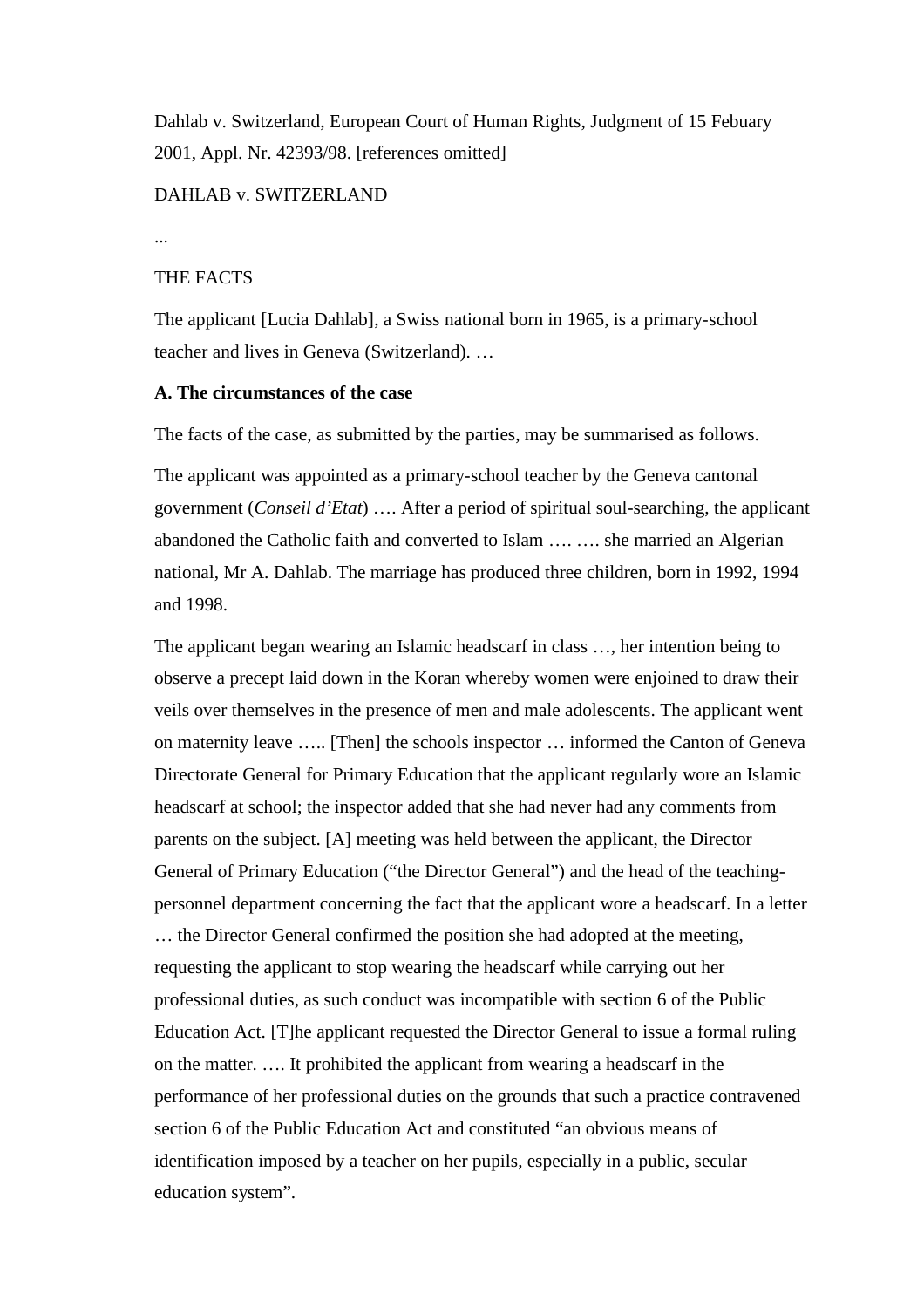Dahlab v. Switzerland, European Court of Human Rights, Judgment of 15 Febuary 2001, Appl. Nr. 42393/98. [references omitted]

DAHLAB v. SWITZERLAND

...

THE FACTS

The applicant [Lucia Dahlab], a Swiss national born in 1965, is a primary-school teacher and lives in Geneva (Switzerland). …

**A. The circumstances of the case**

The facts of the case, as submitted by the parties, may be summarised as follows.

The applicant was appointed as a primary-school teacher by the Geneva cantonal government (*Conseil d'Etat*) …. After a period of spiritual soul-searching, the applicant abandoned the Catholic faith and converted to Islam …. …. she married an Algerian national, Mr A. Dahlab. The marriage has produced three children, born in 1992, 1994 and 1998.

The applicant began wearing an Islamic headscarf in class …, her intention being to observe a precept laid down in the Koran whereby women were enjoined to draw their veils over themselves in the presence of men and male adolescents. The applicant went on maternity leave ….. [Then] the schools inspector … informed the Canton of Geneva Directorate General for Primary Education that the applicant regularly wore an Islamic headscarf at school; the inspector added that she had never had any comments from parents on the subject. [A] meeting was held between the applicant, the Director General of Primary Education ("the Director General") and the head of the teaching-personnel department concerning the fact that the applicant wore a headscarf. In a letter … the Director General confirmed the position she had adopted at the meeting, requesting the applicant to stop wearing the headscarf while carrying out her professional duties, as such conduct was incompatible with section 6 of the Public Education Act. [T]he applicant requested the Director General to issue a formal ruling on the matter. …. It prohibited the applicant from wearing a headscarf in the performance of her professional duties on the grounds that such a practice contravened section 6 of the Public Education Act and constituted "an obvious means of identification imposed by a teacher on her pupils, especially in a public, secular education system".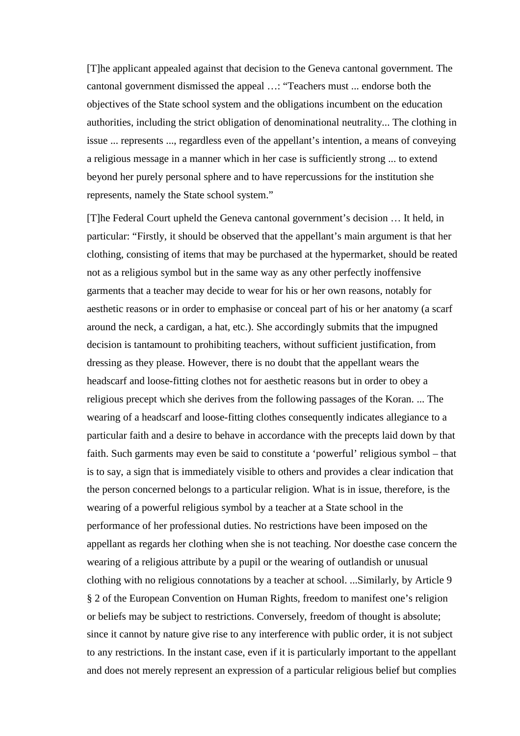[T]he applicant appealed against that decision to the Geneva cantonal government. The cantonal government dismissed the appeal …: "Teachers must ... endorse both the objectives of the State school system and the obligations incumbent on the education authorities, including the strict obligation of denominational neutrality... The clothing in issue ... represents ..., regardless even of the appellant's intention, a means of conveying a religious message in a manner which in her case is sufficiently strong ... to extend beyond her purely personal sphere and to have repercussions for the institution she represents, namely the State school system."

[T]he Federal Court upheld the Geneva cantonal government's decision … It held, in particular: "Firstly, it should be observed that the appellant's main argument is that her clothing, consisting of items that may be purchased at the hypermarket, should be reated not as a religious symbol but in the same way as any other perfectly inoffensive garments that a teacher may decide to wear for his or her own reasons, notably for aesthetic reasons or in order to emphasise or conceal part of his or her anatomy (a scarf around the neck, a cardigan, a hat, etc.). She accordingly submits that the impugned decision is tantamount to prohibiting teachers, without sufficient justification, from dressing as they please. However, there is no doubt that the appellant wears the headscarf and loose-fitting clothes not for aesthetic reasons but in order to obey a religious precept which she derives from the following passages of the Koran. ... The wearing of a headscarf and loose-fitting clothes consequently indicates allegiance to a particular faith and a desire to behave in accordance with the precepts laid down by that faith. Such garments may even be said to constitute a 'powerful' religious symbol – that is to say, a sign that is immediately visible to others and provides a clear indication that the person concerned belongs to a particular religion. What is in issue, therefore, is the wearing of a powerful religious symbol by a teacher at a State school in the performance of her professional duties. No restrictions have been imposed on the appellant as regards her clothing when she is not teaching. Nor doesthe case concern the wearing of a religious attribute by a pupil or the wearing of outlandish or unusual clothing with no religious connotations by a teacher at school. ...Similarly, by Article 9 § 2 of the European Convention on Human Rights, freedom to manifest one's religion or beliefs may be subject to restrictions. Conversely, freedom of thought is absolute; since it cannot by nature give rise to any interference with public order, it is not subject to any restrictions. In the instant case, even if it is particularly important to the appellant and does not merely represent an expression of a particular religious belief but complies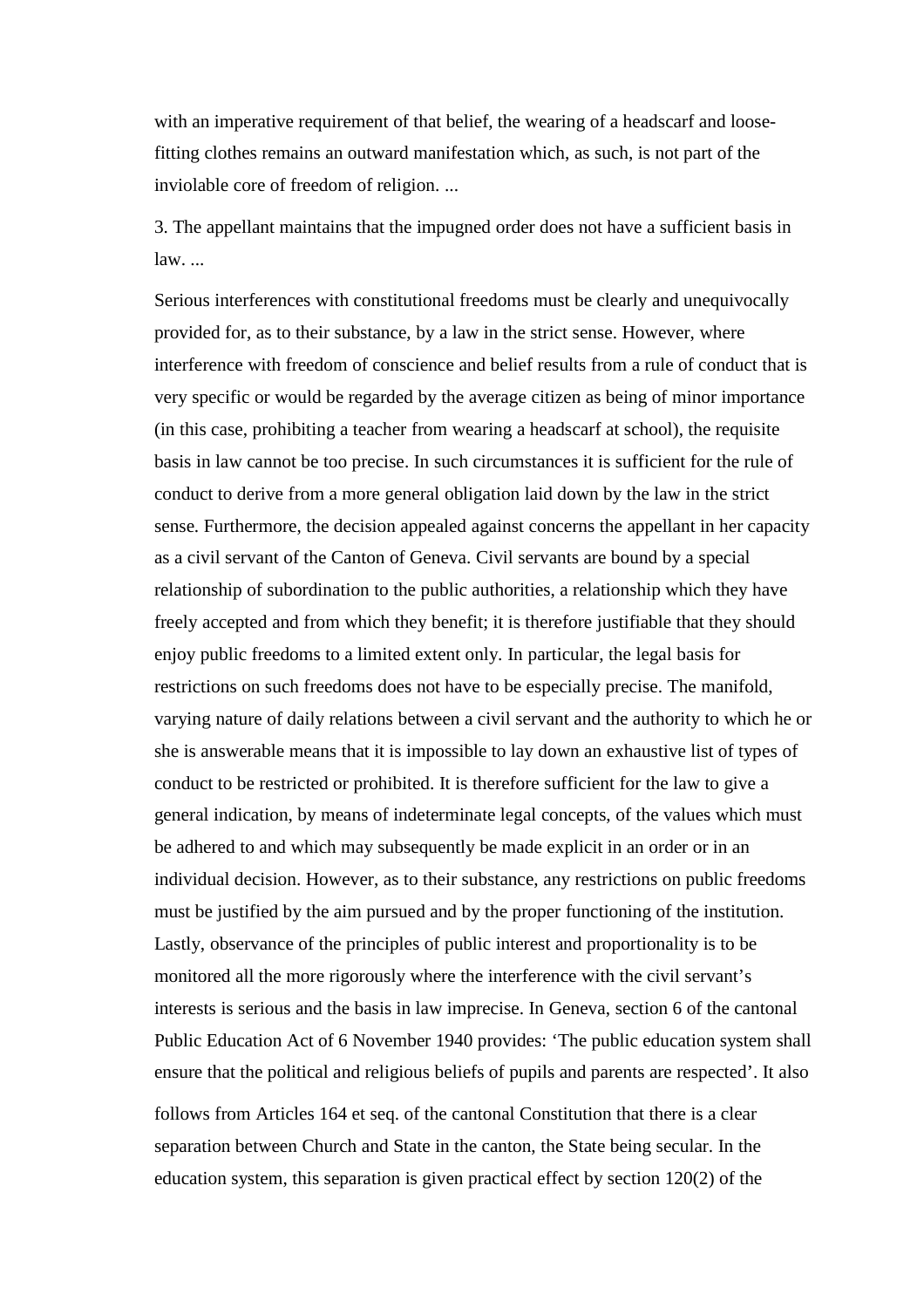with an imperative requirement of that belief, the wearing of a headscarf and loose-fitting clothes remains an outward manifestation which, as such, is not part of the inviolable core of freedom of religion. ...

3. The appellant maintains that the impugned order does not have a sufficient basis in law. ...

Serious interferences with constitutional freedoms must be clearly and unequivocally provided for, as to their substance, by a law in the strict sense. However, where interference with freedom of conscience and belief results from a rule of conduct that is very specific or would be regarded by the average citizen as being of minor importance (in this case, prohibiting a teacher from wearing a headscarf at school), the requisite basis in law cannot be too precise. In such circumstances it is sufficient for the rule of conduct to derive from a more general obligation laid down by the law in the strict sense. Furthermore, the decision appealed against concerns the appellant in her capacity as a civil servant of the Canton of Geneva. Civil servants are bound by a special relationship of subordination to the public authorities, a relationship which they have freely accepted and from which they benefit; it is therefore justifiable that they should enjoy public freedoms to a limited extent only. In particular, the legal basis for restrictions on such freedoms does not have to be especially precise. The manifold, varying nature of daily relations between a civil servant and the authority to which he or she is answerable means that it is impossible to lay down an exhaustive list of types of conduct to be restricted or prohibited. It is therefore sufficient for the law to give a general indication, by means of indeterminate legal concepts, of the values which must be adhered to and which may subsequently be made explicit in an order or in an individual decision. However, as to their substance, any restrictions on public freedoms must be justified by the aim pursued and by the proper functioning of the institution. Lastly, observance of the principles of public interest and proportionality is to be monitored all the more rigorously where the interference with the civil servant's interests is serious and the basis in law imprecise. In Geneva, section 6 of the cantonal Public Education Act of 6 November 1940 provides: 'The public education system shall ensure that the political and religious beliefs of pupils and parents are respected'. It also follows from Articles 164 et seq. of the cantonal Constitution that there is a clear separation between Church and State in the canton, the State being secular. In the education system, this separation is given practical effect by section 120(2) of the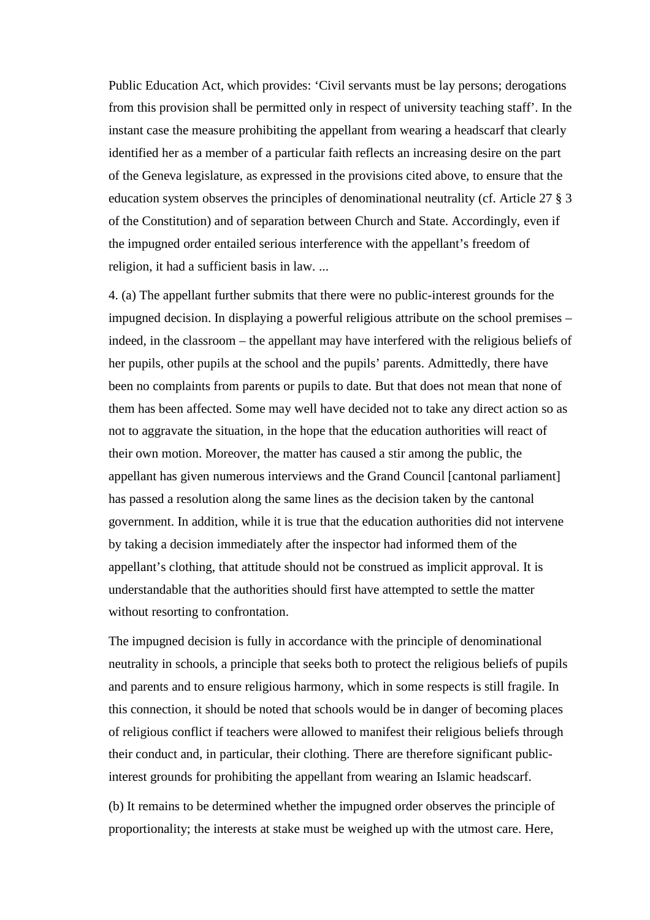Public Education Act, which provides: ‘Civil servants must be lay persons; derogations from this provision shall be permitted only in respect of university teaching staff’. In the instant case the measure prohibiting the appellant from wearing a headscarf that clearly identified her as a member of a particular faith reflects an increasing desire on the part of the Geneva legislature, as expressed in the provisions cited above, to ensure that the education system observes the principles of denominational neutrality (cf. Article 27 § 3 of the Constitution) and of separation between Church and State. Accordingly, even if the impugned order entailed serious interference with the appellant’s freedom of religion, it had a sufficient basis in law. ...

4. (a) The appellant further submits that there were no public-interest grounds for the impugned decision. In displaying a powerful religious attribute on the school premises – indeed, in the classroom – the appellant may have interfered with the religious beliefs of her pupils, other pupils at the school and the pupils’ parents. Admittedly, there have been no complaints from parents or pupils to date. But that does not mean that none of them has been affected. Some may well have decided not to take any direct action so as not to aggravate the situation, in the hope that the education authorities will react of their own motion. Moreover, the matter has caused a stir among the public, the appellant has given numerous interviews and the Grand Council [cantonal parliament] has passed a resolution along the same lines as the decision taken by the cantonal government. In addition, while it is true that the education authorities did not intervene by taking a decision immediately after the inspector had informed them of the appellant’s clothing, that attitude should not be construed as implicit approval. It is understandable that the authorities should first have attempted to settle the matter without resorting to confrontation.

The impugned decision is fully in accordance with the principle of denominational neutrality in schools, a principle that seeks both to protect the religious beliefs of pupils and parents and to ensure religious harmony, which in some respects is still fragile. In this connection, it should be noted that schools would be in danger of becoming places of religious conflict if teachers were allowed to manifest their religious beliefs through their conduct and, in particular, their clothing. There are therefore significant public-interest grounds for prohibiting the appellant from wearing an Islamic headscarf.

(b) It remains to be determined whether the impugned order observes the principle of proportionality; the interests at stake must be weighed up with the utmost care. Here,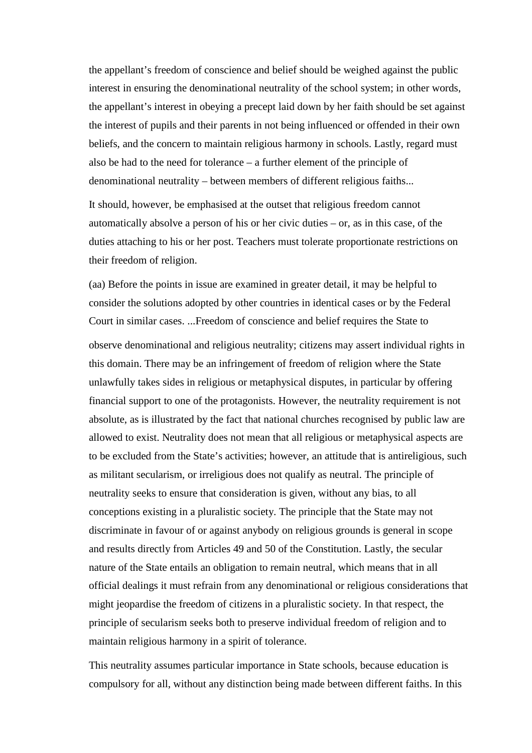the appellant's freedom of conscience and belief should be weighed against the public interest in ensuring the denominational neutrality of the school system; in other words, the appellant's interest in obeying a precept laid down by her faith should be set against the interest of pupils and their parents in not being influenced or offended in their own beliefs, and the concern to maintain religious harmony in schools. Lastly, regard must also be had to the need for tolerance – a further element of the principle of denominational neutrality – between members of different religious faiths...

It should, however, be emphasised at the outset that religious freedom cannot automatically absolve a person of his or her civic duties – or, as in this case, of the duties attaching to his or her post. Teachers must tolerate proportionate restrictions on their freedom of religion.

(aa) Before the points in issue are examined in greater detail, it may be helpful to consider the solutions adopted by other countries in identical cases or by the Federal Court in similar cases. ...Freedom of conscience and belief requires the State to observe denominational and religious neutrality; citizens may assert individual rights in this domain. There may be an infringement of freedom of religion where the State unlawfully takes sides in religious or metaphysical disputes, in particular by offering financial support to one of the protagonists. However, the neutrality requirement is not absolute, as is illustrated by the fact that national churches recognised by public law are allowed to exist. Neutrality does not mean that all religious or metaphysical aspects are to be excluded from the State's activities; however, an attitude that is antireligious, such as militant secularism, or irreligious does not qualify as neutral. The principle of neutrality seeks to ensure that consideration is given, without any bias, to all conceptions existing in a pluralistic society. The principle that the State may not discriminate in favour of or against anybody on religious grounds is general in scope and results directly from Articles 49 and 50 of the Constitution. Lastly, the secular nature of the State entails an obligation to remain neutral, which means that in all official dealings it must refrain from any denominational or religious considerations that might jeopardise the freedom of citizens in a pluralistic society. In that respect, the principle of secularism seeks both to preserve individual freedom of religion and to maintain religious harmony in a spirit of tolerance.

This neutrality assumes particular importance in State schools, because education is compulsory for all, without any distinction being made between different faiths. In this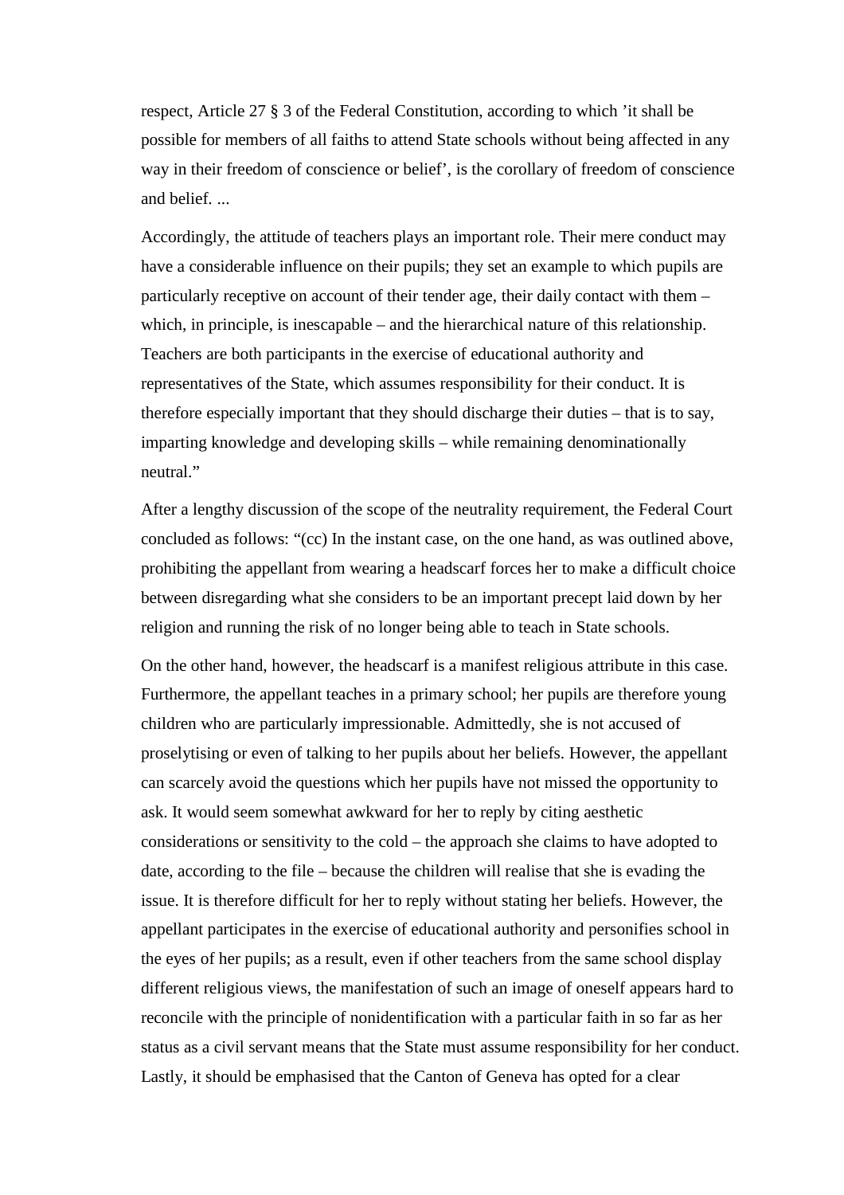respect, Article 27 § 3 of the Federal Constitution, according to which 'it shall be possible for members of all faiths to attend State schools without being affected in any way in their freedom of conscience or belief', is the corollary of freedom of conscience and belief. ...

Accordingly, the attitude of teachers plays an important role. Their mere conduct may have a considerable influence on their pupils; they set an example to which pupils are particularly receptive on account of their tender age, their daily contact with them – which, in principle, is inescapable – and the hierarchical nature of this relationship. Teachers are both participants in the exercise of educational authority and representatives of the State, which assumes responsibility for their conduct. It is therefore especially important that they should discharge their duties – that is to say, imparting knowledge and developing skills – while remaining denominationally neutral."

After a lengthy discussion of the scope of the neutrality requirement, the Federal Court concluded as follows: "(cc) In the instant case, on the one hand, as was outlined above, prohibiting the appellant from wearing a headscarf forces her to make a difficult choice between disregarding what she considers to be an important precept laid down by her religion and running the risk of no longer being able to teach in State schools.

On the other hand, however, the headscarf is a manifest religious attribute in this case. Furthermore, the appellant teaches in a primary school; her pupils are therefore young children who are particularly impressionable. Admittedly, she is not accused of proselytising or even of talking to her pupils about her beliefs. However, the appellant can scarcely avoid the questions which her pupils have not missed the opportunity to ask. It would seem somewhat awkward for her to reply by citing aesthetic considerations or sensitivity to the cold – the approach she claims to have adopted to date, according to the file – because the children will realise that she is evading the issue. It is therefore difficult for her to reply without stating her beliefs. However, the appellant participates in the exercise of educational authority and personifies school in the eyes of her pupils; as a result, even if other teachers from the same school display different religious views, the manifestation of such an image of oneself appears hard to reconcile with the principle of nonidentification with a particular faith in so far as her status as a civil servant means that the State must assume responsibility for her conduct. Lastly, it should be emphasised that the Canton of Geneva has opted for a clear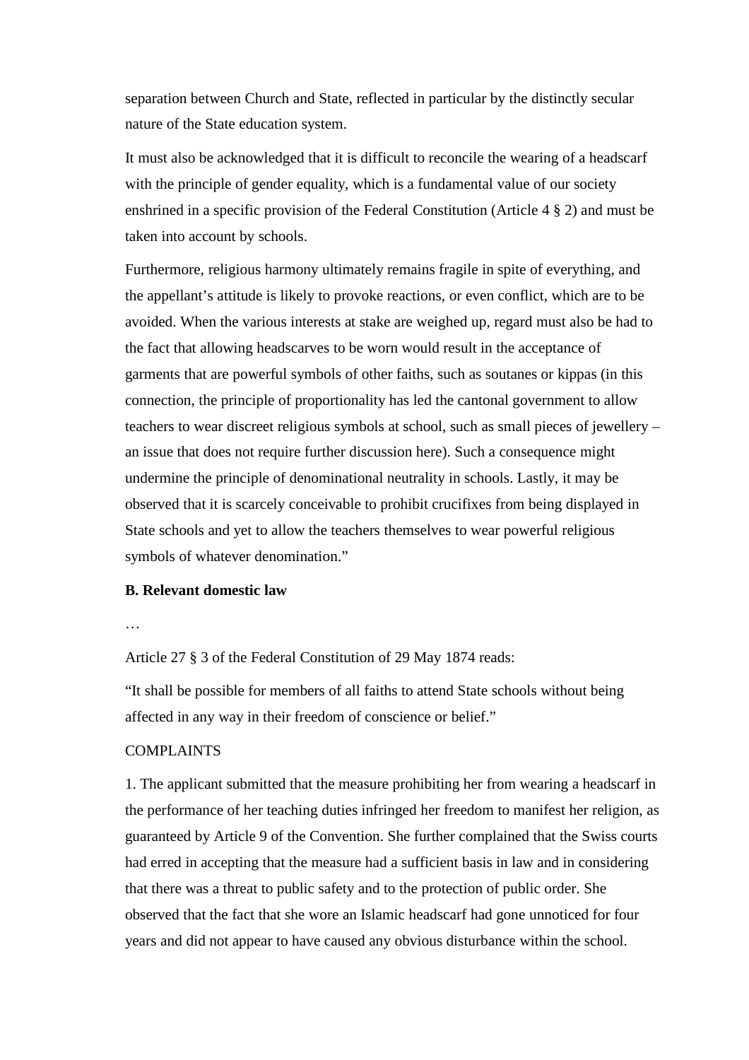separation between Church and State, reflected in particular by the distinctly secular nature of the State education system.

It must also be acknowledged that it is difficult to reconcile the wearing of a headscarf with the principle of gender equality, which is a fundamental value of our society enshrined in a specific provision of the Federal Constitution (Article 4 § 2) and must be taken into account by schools.

Furthermore, religious harmony ultimately remains fragile in spite of everything, and the appellant's attitude is likely to provoke reactions, or even conflict, which are to be avoided. When the various interests at stake are weighed up, regard must also be had to the fact that allowing headscarves to be worn would result in the acceptance of garments that are powerful symbols of other faiths, such as soutanes or kippas (in this connection, the principle of proportionality has led the cantonal government to allow teachers to wear discreet religious symbols at school, such as small pieces of jewellery – an issue that does not require further discussion here). Such a consequence might undermine the principle of denominational neutrality in schools. Lastly, it may be observed that it is scarcely conceivable to prohibit crucifixes from being displayed in State schools and yet to allow the teachers themselves to wear powerful religious symbols of whatever denomination."

**B. Relevant domestic law**

…

Article 27 § 3 of the Federal Constitution of 29 May 1874 reads:

"It shall be possible for members of all faiths to attend State schools without being affected in any way in their freedom of conscience or belief."

COMPLAINTS

1. The applicant submitted that the measure prohibiting her from wearing a headscarf in the performance of her teaching duties infringed her freedom to manifest her religion, as guaranteed by Article 9 of the Convention. She further complained that the Swiss courts had erred in accepting that the measure had a sufficient basis in law and in considering that there was a threat to public safety and to the protection of public order. She observed that the fact that she wore an Islamic headscarf had gone unnoticed for four years and did not appear to have caused any obvious disturbance within the school.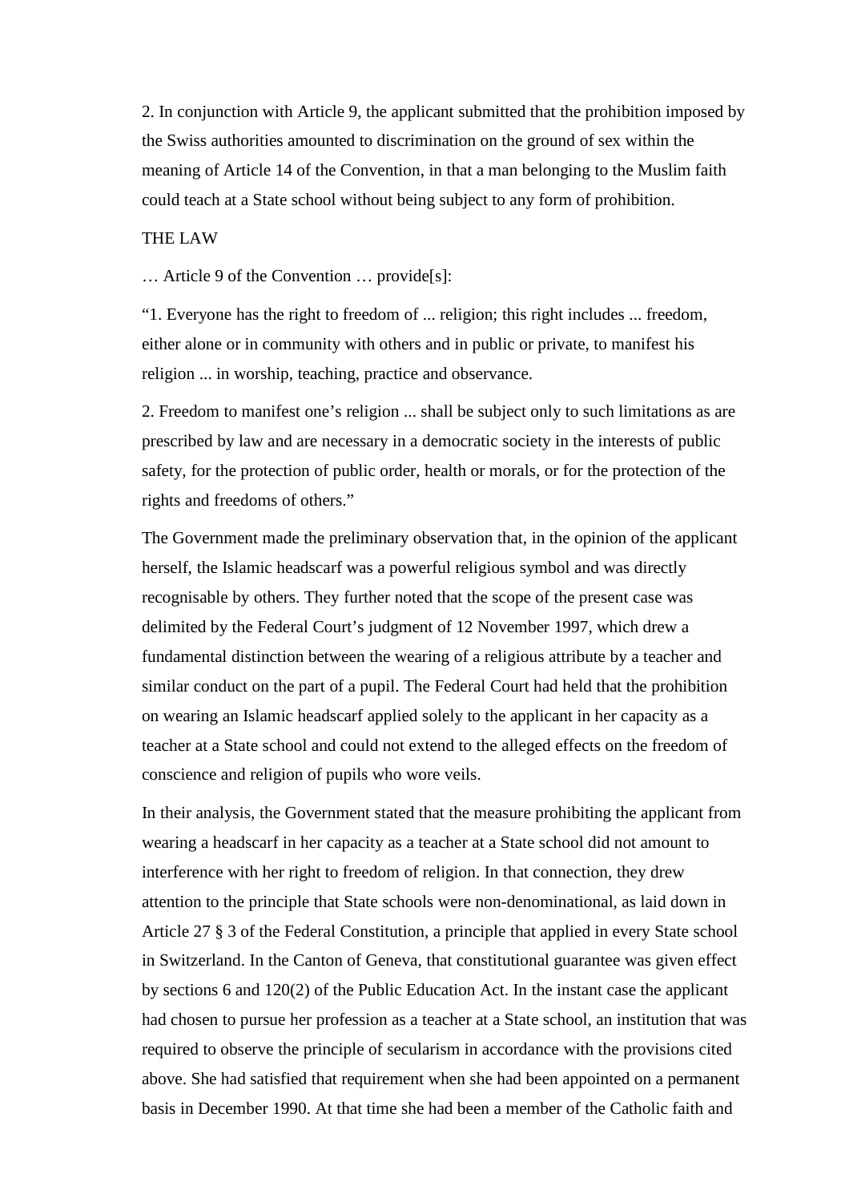2. In conjunction with Article 9, the applicant submitted that the prohibition imposed by the Swiss authorities amounted to discrimination on the ground of sex within the meaning of Article 14 of the Convention, in that a man belonging to the Muslim faith could teach at a State school without being subject to any form of prohibition.

THE LAW

… Article 9 of the Convention … provide[s]:

“1. Everyone has the right to freedom of ... religion; this right includes ... freedom, either alone or in community with others and in public or private, to manifest his religion ... in worship, teaching, practice and observance.

2. Freedom to manifest one’s religion ... shall be subject only to such limitations as are prescribed by law and are necessary in a democratic society in the interests of public safety, for the protection of public order, health or morals, or for the protection of the rights and freedoms of others.”

The Government made the preliminary observation that, in the opinion of the applicant herself, the Islamic headscarf was a powerful religious symbol and was directly recognisable by others. They further noted that the scope of the present case was delimited by the Federal Court’s judgment of 12 November 1997, which drew a fundamental distinction between the wearing of a religious attribute by a teacher and similar conduct on the part of a pupil. The Federal Court had held that the prohibition on wearing an Islamic headscarf applied solely to the applicant in her capacity as a teacher at a State school and could not extend to the alleged effects on the freedom of conscience and religion of pupils who wore veils.

In their analysis, the Government stated that the measure prohibiting the applicant from wearing a headscarf in her capacity as a teacher at a State school did not amount to interference with her right to freedom of religion. In that connection, they drew attention to the principle that State schools were non-denominational, as laid down in Article 27 § 3 of the Federal Constitution, a principle that applied in every State school in Switzerland. In the Canton of Geneva, that constitutional guarantee was given effect by sections 6 and 120(2) of the Public Education Act. In the instant case the applicant had chosen to pursue her profession as a teacher at a State school, an institution that was required to observe the principle of secularism in accordance with the provisions cited above. She had satisfied that requirement when she had been appointed on a permanent basis in December 1990. At that time she had been a member of the Catholic faith and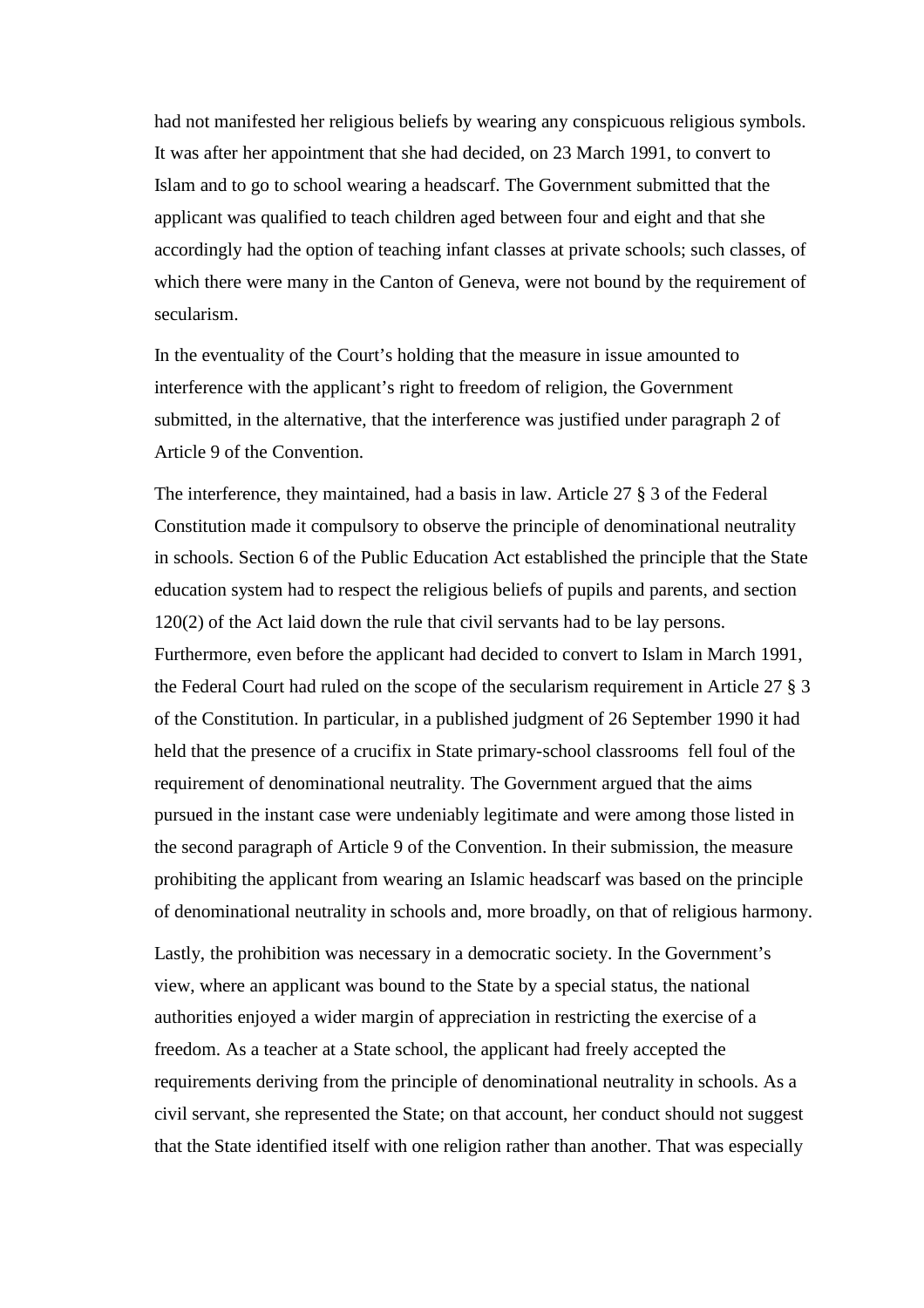had not manifested her religious beliefs by wearing any conspicuous religious symbols. It was after her appointment that she had decided, on 23 March 1991, to convert to Islam and to go to school wearing a headscarf. The Government submitted that the applicant was qualified to teach children aged between four and eight and that she accordingly had the option of teaching infant classes at private schools; such classes, of which there were many in the Canton of Geneva, were not bound by the requirement of secularism.

In the eventuality of the Court's holding that the measure in issue amounted to interference with the applicant's right to freedom of religion, the Government submitted, in the alternative, that the interference was justified under paragraph 2 of Article 9 of the Convention.

The interference, they maintained, had a basis in law. Article 27 § 3 of the Federal Constitution made it compulsory to observe the principle of denominational neutrality in schools. Section 6 of the Public Education Act established the principle that the State education system had to respect the religious beliefs of pupils and parents, and section 120(2) of the Act laid down the rule that civil servants had to be lay persons. Furthermore, even before the applicant had decided to convert to Islam in March 1991, the Federal Court had ruled on the scope of the secularism requirement in Article 27 § 3 of the Constitution. In particular, in a published judgment of 26 September 1990 it had held that the presence of a crucifix in State primary-school classrooms fell foul of the requirement of denominational neutrality. The Government argued that the aims pursued in the instant case were undeniably legitimate and were among those listed in the second paragraph of Article 9 of the Convention. In their submission, the measure prohibiting the applicant from wearing an Islamic headscarf was based on the principle of denominational neutrality in schools and, more broadly, on that of religious harmony.

Lastly, the prohibition was necessary in a democratic society. In the Government's view, where an applicant was bound to the State by a special status, the national authorities enjoyed a wider margin of appreciation in restricting the exercise of a freedom. As a teacher at a State school, the applicant had freely accepted the requirements deriving from the principle of denominational neutrality in schools. As a civil servant, she represented the State; on that account, her conduct should not suggest that the State identified itself with one religion rather than another. That was especially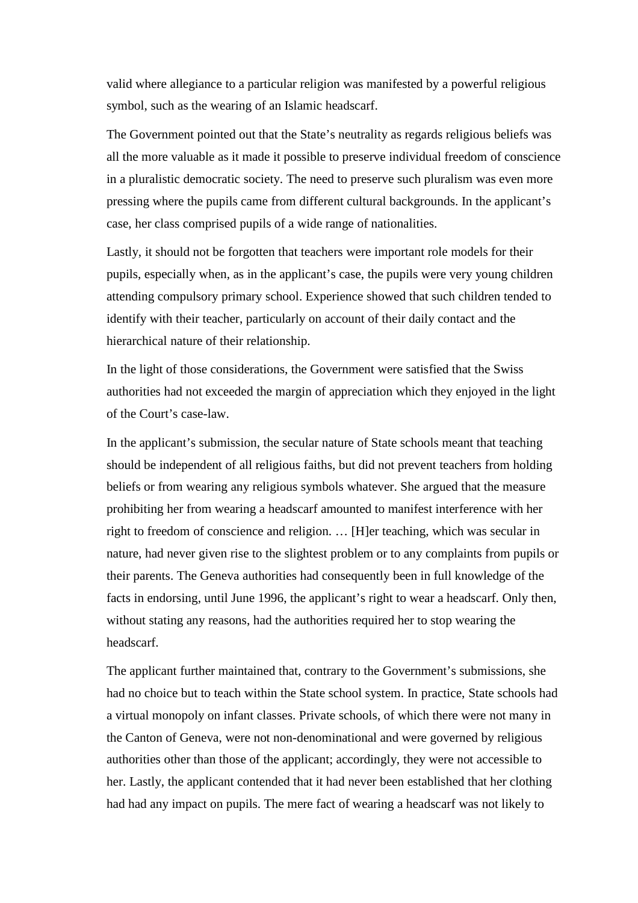valid where allegiance to a particular religion was manifested by a powerful religious symbol, such as the wearing of an Islamic headscarf.

The Government pointed out that the State's neutrality as regards religious beliefs was all the more valuable as it made it possible to preserve individual freedom of conscience in a pluralistic democratic society. The need to preserve such pluralism was even more pressing where the pupils came from different cultural backgrounds. In the applicant's case, her class comprised pupils of a wide range of nationalities.

Lastly, it should not be forgotten that teachers were important role models for their pupils, especially when, as in the applicant's case, the pupils were very young children attending compulsory primary school. Experience showed that such children tended to identify with their teacher, particularly on account of their daily contact and the hierarchical nature of their relationship.

In the light of those considerations, the Government were satisfied that the Swiss authorities had not exceeded the margin of appreciation which they enjoyed in the light of the Court's case-law.

In the applicant's submission, the secular nature of State schools meant that teaching should be independent of all religious faiths, but did not prevent teachers from holding beliefs or from wearing any religious symbols whatever. She argued that the measure prohibiting her from wearing a headscarf amounted to manifest interference with her right to freedom of conscience and religion. … [H]er teaching, which was secular in nature, had never given rise to the slightest problem or to any complaints from pupils or their parents. The Geneva authorities had consequently been in full knowledge of the facts in endorsing, until June 1996, the applicant's right to wear a headscarf. Only then, without stating any reasons, had the authorities required her to stop wearing the headscarf.

The applicant further maintained that, contrary to the Government's submissions, she had no choice but to teach within the State school system. In practice, State schools had a virtual monopoly on infant classes. Private schools, of which there were not many in the Canton of Geneva, were not non-denominational and were governed by religious authorities other than those of the applicant; accordingly, they were not accessible to her. Lastly, the applicant contended that it had never been established that her clothing had had any impact on pupils. The mere fact of wearing a headscarf was not likely to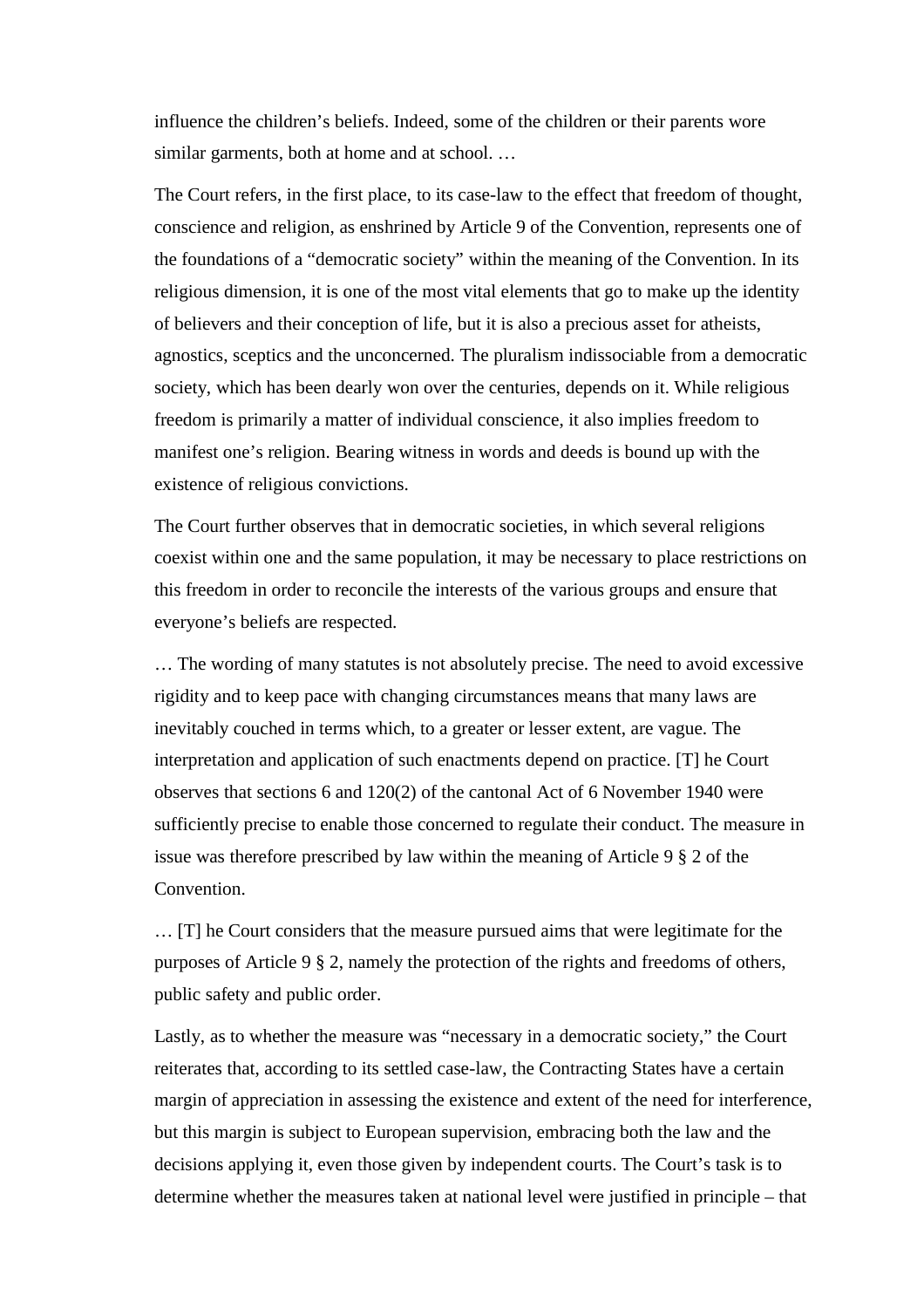influence the children's beliefs. Indeed, some of the children or their parents wore similar garments, both at home and at school. …

The Court refers, in the first place, to its case-law to the effect that freedom of thought, conscience and religion, as enshrined by Article 9 of the Convention, represents one of the foundations of a "democratic society" within the meaning of the Convention. In its religious dimension, it is one of the most vital elements that go to make up the identity of believers and their conception of life, but it is also a precious asset for atheists, agnostics, sceptics and the unconcerned. The pluralism indissociable from a democratic society, which has been dearly won over the centuries, depends on it. While religious freedom is primarily a matter of individual conscience, it also implies freedom to manifest one's religion. Bearing witness in words and deeds is bound up with the existence of religious convictions.

The Court further observes that in democratic societies, in which several religions coexist within one and the same population, it may be necessary to place restrictions on this freedom in order to reconcile the interests of the various groups and ensure that everyone's beliefs are respected.

… The wording of many statutes is not absolutely precise. The need to avoid excessive rigidity and to keep pace with changing circumstances means that many laws are inevitably couched in terms which, to a greater or lesser extent, are vague. The interpretation and application of such enactments depend on practice. [T] he Court observes that sections 6 and 120(2) of the cantonal Act of 6 November 1940 were sufficiently precise to enable those concerned to regulate their conduct. The measure in issue was therefore prescribed by law within the meaning of Article 9 § 2 of the Convention.

… [T] he Court considers that the measure pursued aims that were legitimate for the purposes of Article 9 § 2, namely the protection of the rights and freedoms of others, public safety and public order.

Lastly, as to whether the measure was "necessary in a democratic society," the Court reiterates that, according to its settled case-law, the Contracting States have a certain margin of appreciation in assessing the existence and extent of the need for interference, but this margin is subject to European supervision, embracing both the law and the decisions applying it, even those given by independent courts. The Court's task is to determine whether the measures taken at national level were justified in principle – that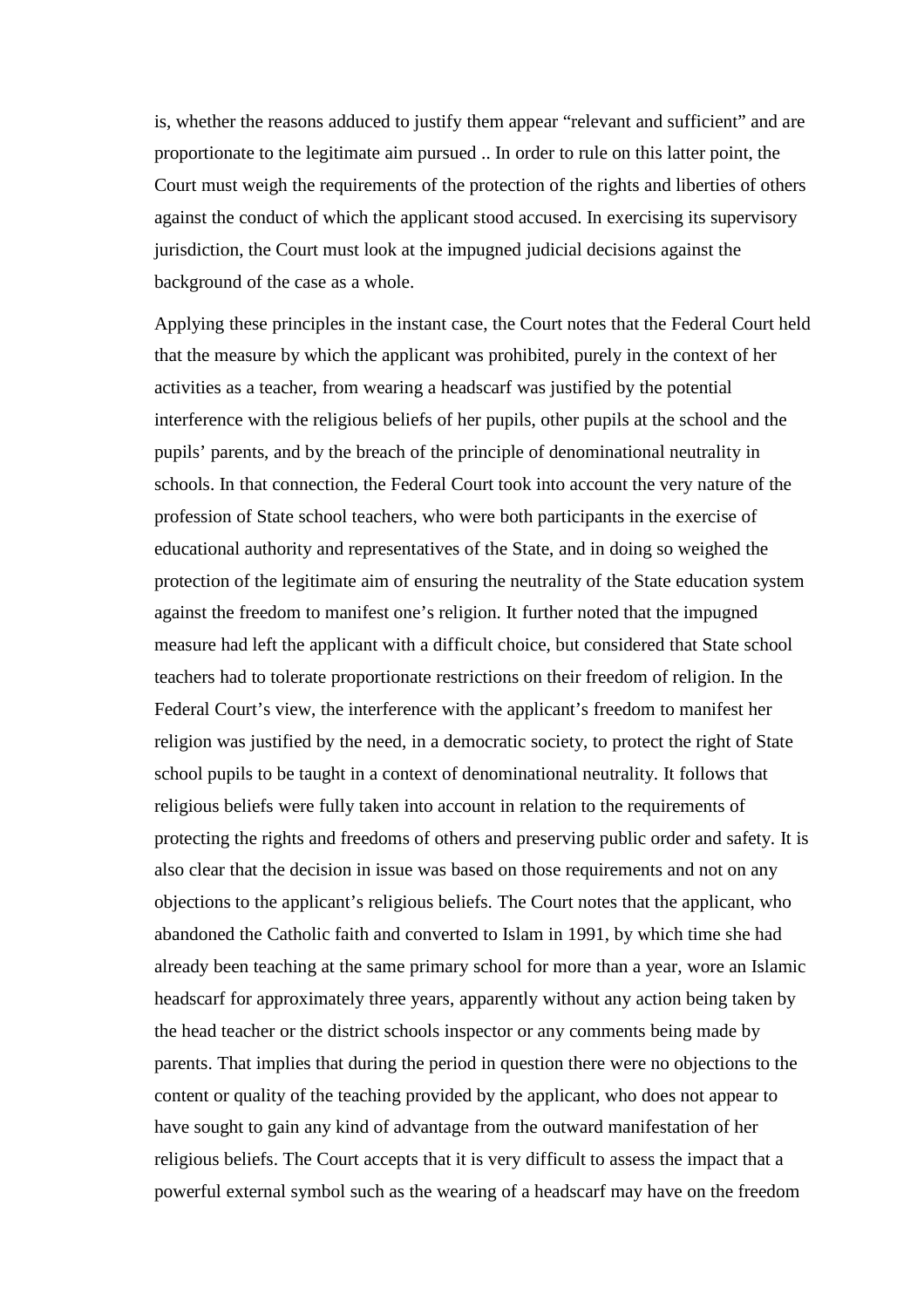is, whether the reasons adduced to justify them appear "relevant and sufficient" and are proportionate to the legitimate aim pursued .. In order to rule on this latter point, the Court must weigh the requirements of the protection of the rights and liberties of others against the conduct of which the applicant stood accused. In exercising its supervisory jurisdiction, the Court must look at the impugned judicial decisions against the background of the case as a whole.

Applying these principles in the instant case, the Court notes that the Federal Court held that the measure by which the applicant was prohibited, purely in the context of her activities as a teacher, from wearing a headscarf was justified by the potential interference with the religious beliefs of her pupils, other pupils at the school and the pupils' parents, and by the breach of the principle of denominational neutrality in schools. In that connection, the Federal Court took into account the very nature of the profession of State school teachers, who were both participants in the exercise of educational authority and representatives of the State, and in doing so weighed the protection of the legitimate aim of ensuring the neutrality of the State education system against the freedom to manifest one's religion. It further noted that the impugned measure had left the applicant with a difficult choice, but considered that State school teachers had to tolerate proportionate restrictions on their freedom of religion. In the Federal Court's view, the interference with the applicant's freedom to manifest her religion was justified by the need, in a democratic society, to protect the right of State school pupils to be taught in a context of denominational neutrality. It follows that religious beliefs were fully taken into account in relation to the requirements of protecting the rights and freedoms of others and preserving public order and safety. It is also clear that the decision in issue was based on those requirements and not on any objections to the applicant's religious beliefs. The Court notes that the applicant, who abandoned the Catholic faith and converted to Islam in 1991, by which time she had already been teaching at the same primary school for more than a year, wore an Islamic headscarf for approximately three years, apparently without any action being taken by the head teacher or the district schools inspector or any comments being made by parents. That implies that during the period in question there were no objections to the content or quality of the teaching provided by the applicant, who does not appear to have sought to gain any kind of advantage from the outward manifestation of her religious beliefs. The Court accepts that it is very difficult to assess the impact that a powerful external symbol such as the wearing of a headscarf may have on the freedom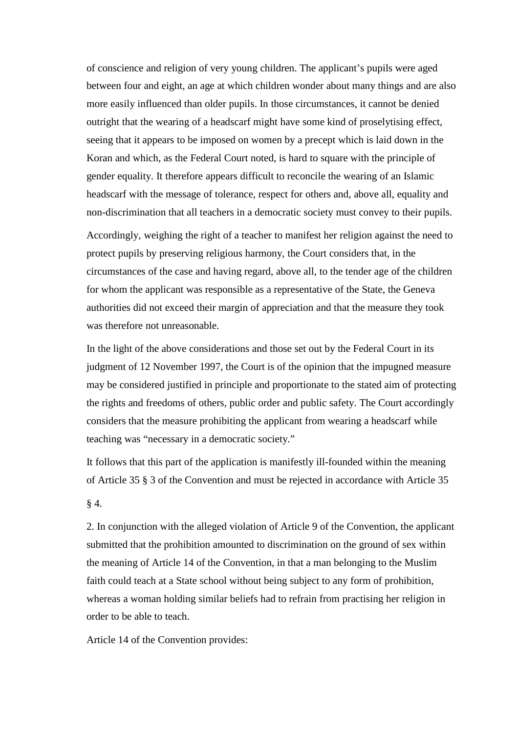of conscience and religion of very young children. The applicant's pupils were aged between four and eight, an age at which children wonder about many things and are also more easily influenced than older pupils. In those circumstances, it cannot be denied outright that the wearing of a headscarf might have some kind of proselytising effect, seeing that it appears to be imposed on women by a precept which is laid down in the Koran and which, as the Federal Court noted, is hard to square with the principle of gender equality. It therefore appears difficult to reconcile the wearing of an Islamic headscarf with the message of tolerance, respect for others and, above all, equality and non-discrimination that all teachers in a democratic society must convey to their pupils.

Accordingly, weighing the right of a teacher to manifest her religion against the need to protect pupils by preserving religious harmony, the Court considers that, in the circumstances of the case and having regard, above all, to the tender age of the children for whom the applicant was responsible as a representative of the State, the Geneva authorities did not exceed their margin of appreciation and that the measure they took was therefore not unreasonable.

In the light of the above considerations and those set out by the Federal Court in its judgment of 12 November 1997, the Court is of the opinion that the impugned measure may be considered justified in principle and proportionate to the stated aim of protecting the rights and freedoms of others, public order and public safety. The Court accordingly considers that the measure prohibiting the applicant from wearing a headscarf while teaching was "necessary in a democratic society."

It follows that this part of the application is manifestly ill-founded within the meaning of Article 35 § 3 of the Convention and must be rejected in accordance with Article 35 § 4.

2. In conjunction with the alleged violation of Article 9 of the Convention, the applicant submitted that the prohibition amounted to discrimination on the ground of sex within the meaning of Article 14 of the Convention, in that a man belonging to the Muslim faith could teach at a State school without being subject to any form of prohibition, whereas a woman holding similar beliefs had to refrain from practising her religion in order to be able to teach.

Article 14 of the Convention provides: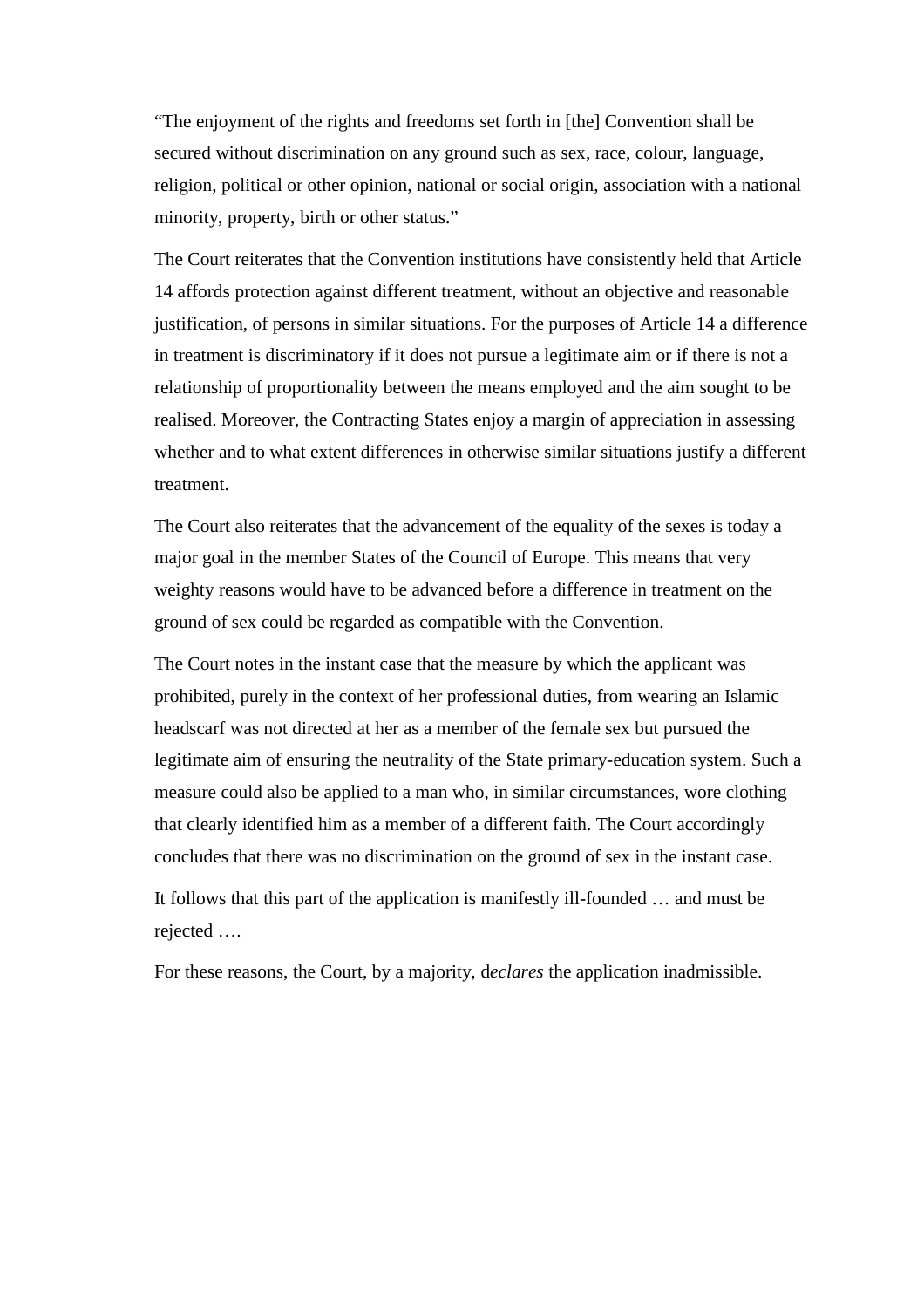"The enjoyment of the rights and freedoms set forth in [the] Convention shall be secured without discrimination on any ground such as sex, race, colour, language, religion, political or other opinion, national or social origin, association with a national minority, property, birth or other status."

The Court reiterates that the Convention institutions have consistently held that Article 14 affords protection against different treatment, without an objective and reasonable justification, of persons in similar situations. For the purposes of Article 14 a difference in treatment is discriminatory if it does not pursue a legitimate aim or if there is not a relationship of proportionality between the means employed and the aim sought to be realised. Moreover, the Contracting States enjoy a margin of appreciation in assessing whether and to what extent differences in otherwise similar situations justify a different treatment.

The Court also reiterates that the advancement of the equality of the sexes is today a major goal in the member States of the Council of Europe. This means that very weighty reasons would have to be advanced before a difference in treatment on the ground of sex could be regarded as compatible with the Convention.

The Court notes in the instant case that the measure by which the applicant was prohibited, purely in the context of her professional duties, from wearing an Islamic headscarf was not directed at her as a member of the female sex but pursued the legitimate aim of ensuring the neutrality of the State primary-education system. Such a measure could also be applied to a man who, in similar circumstances, wore clothing that clearly identified him as a member of a different faith. The Court accordingly concludes that there was no discrimination on the ground of sex in the instant case.

It follows that this part of the application is manifestly ill-founded … and must be rejected ….

For these reasons, the Court, by a majority, d*eclares* the application inadmissible.